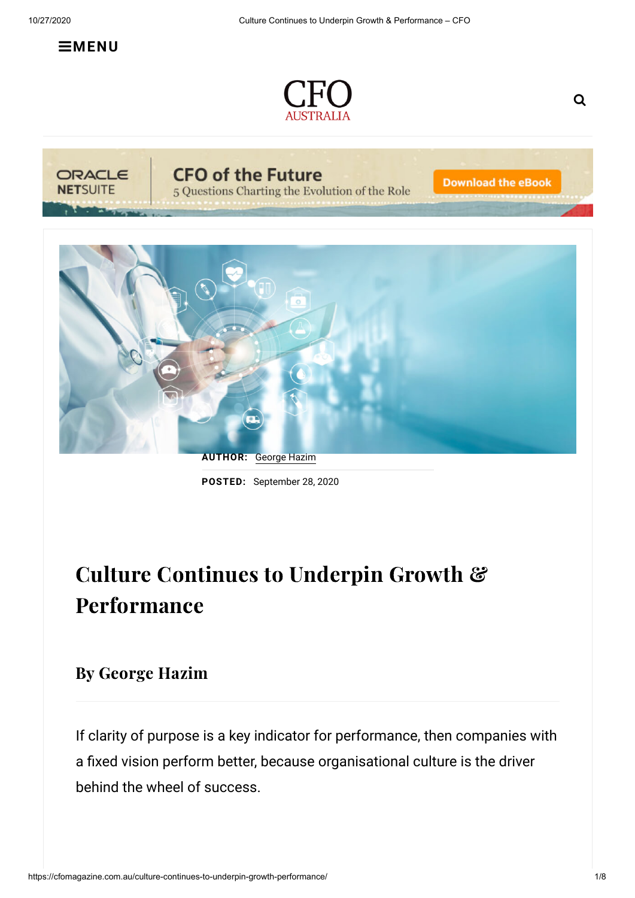**AUTHOR:** George Hazim

**POSTED:** September 28, 2020

# Culture Continues to Underpin Growth & Performance

## By George Hazim

If clarity of purpose is a key indicator for performance, then companies with a fixed vision perform better, because organisational culture is the driver behind the wheel of success.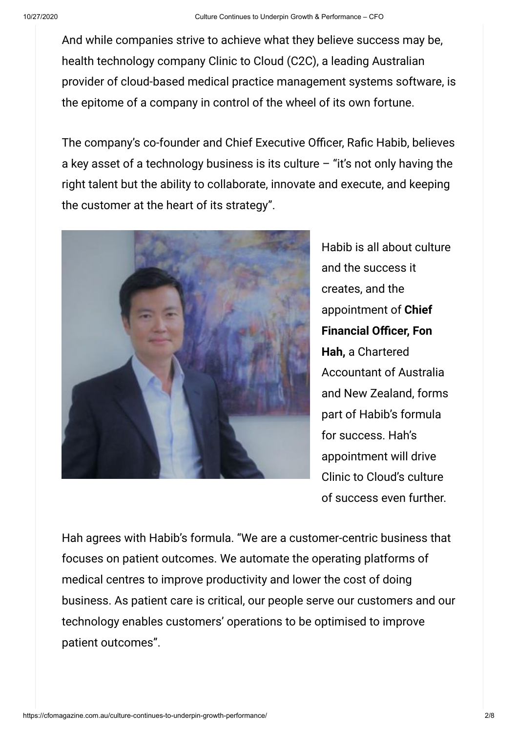And while companies strive to achieve what they believe success may be, health technology company Clinic to Cloud (C2C), a leading Australian provider of cloud-based medical practice management systems software, is the epitome of a company in control of the wheel of its own fortune.

The company's co-founder and Chief Executive Officer, Rafic Habib, believes a key asset of a technology business is its culture – "it's not only having the right talent but the ability to collaborate, innovate and execute, and keeping the customer at the heart of its strategy".

Habib is all about culture and the success it creates, and the appointment of **Chief Financial Officer, Fon Hah,** a Chartered Accountant of Australia and New Zealand, forms part of Habib's formula for success. Hah's appointment will drive Clinic to Cloud's culture of success even further.

Hah agrees with Habib's formula. "We are a customer-centric business that focuses on patient outcomes. We automate the operating platforms of medical centres to improve productivity and lower the cost of doing business. As patient care is critical, our people serve our customers and our technology enables customers' operations to be optimised to improve patient outcomes".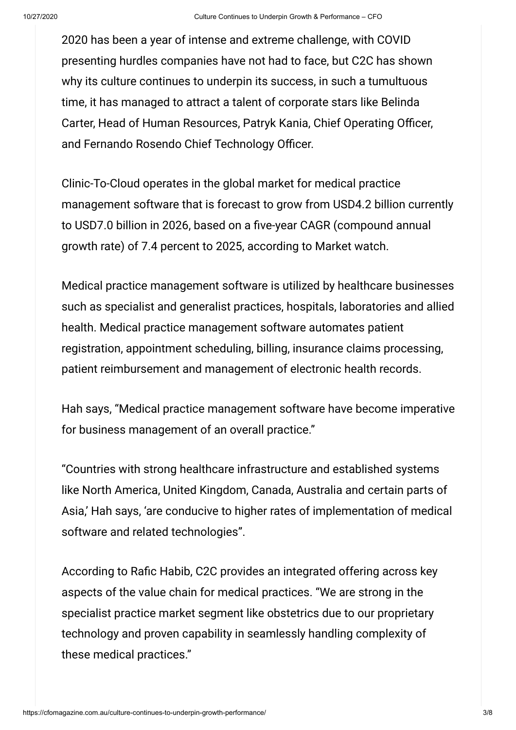2020 has been a year of intense and extreme challenge, with COVID presenting hurdles companies have not had to face, but C2C has shown why its culture continues to underpin its success, in such a tumultuous time, it has managed to attract a talent of corporate stars like Belinda Carter, Head of Human Resources, Patryk Kania, Chief Operating Officer, and Fernando Rosendo Chief Technology Officer.

Clinic-To-Cloud operates in the global market for medical practice management software that is forecast to grow from USD4.2 billion currently to USD7.0 billion in 2026, based on a five-year CAGR (compound annual growth rate) of 7.4 percent to 2025, according to Market watch.

Medical practice management software is utilized by healthcare businesses such as specialist and generalist practices, hospitals, laboratories and allied health. Medical practice management software automates patient registration, appointment scheduling, billing, insurance claims processing, patient reimbursement and management of electronic health records.

Hah says, "Medical practice management software have become imperative for business management of an overall practice."

"Countries with strong healthcare infrastructure and established systems like North America, United Kingdom, Canada, Australia and certain parts of Asia,' Hah says, 'are conducive to higher rates of implementation of medical software and related technologies".

According to Rafic Habib, C2C provides an integrated offering across key aspects of the value chain for medical practices. "We are strong in the specialist practice market segment like obstetrics due to our proprietary technology and proven capability in seamlessly handling complexity of these medical practices."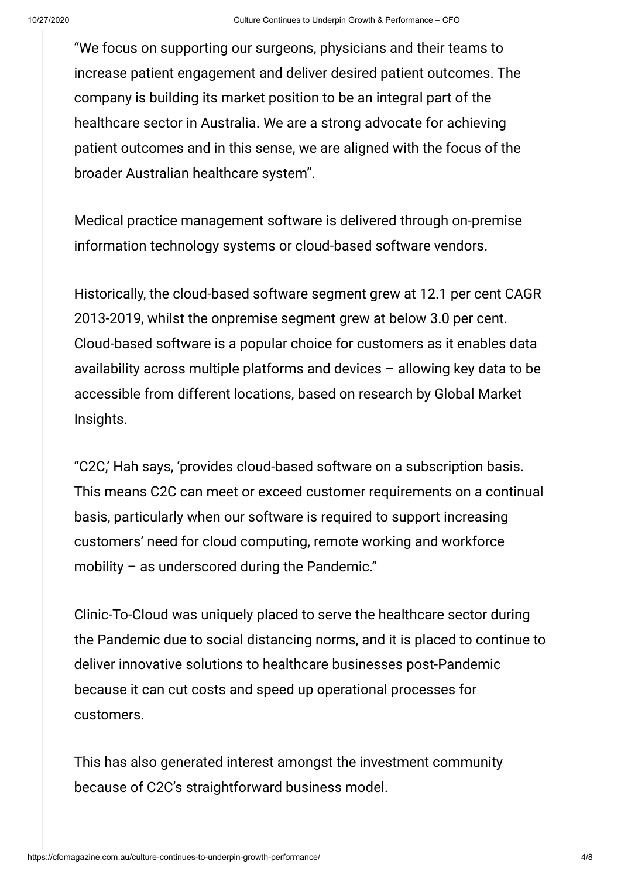"We focus on supporting our surgeons, physicians and their teams to increase patient engagement and deliver desired patient outcomes. The company is building its market position to be an integral part of the healthcare sector in Australia. We are a strong advocate for achieving patient outcomes and in this sense, we are aligned with the focus of the broader Australian healthcare system".

Medical practice management software is delivered through on-premise information technology systems or cloud-based software vendors.

Historically, the cloud-based software segment grew at 12.1 per cent CAGR 2013-2019, whilst the onpremise segment grew at below 3.0 per cent. Cloud-based software is a popular choice for customers as it enables data availability across multiple platforms and devices – allowing key data to be accessible from different locations, based on research by Global Market Insights.

"C2C,' Hah says, 'provides cloud-based software on a subscription basis. This means C2C can meet or exceed customer requirements on a continual basis, particularly when our software is required to support increasing customers' need for cloud computing, remote working and workforce mobility – as underscored during the Pandemic."

Clinic-To-Cloud was uniquely placed to serve the healthcare sector during the Pandemic due to social distancing norms, and it is placed to continue to deliver innovative solutions to healthcare businesses post-Pandemic because it can cut costs and speed up operational processes for customers.

This has also generated interest amongst the investment community because of C2C's straightforward business model.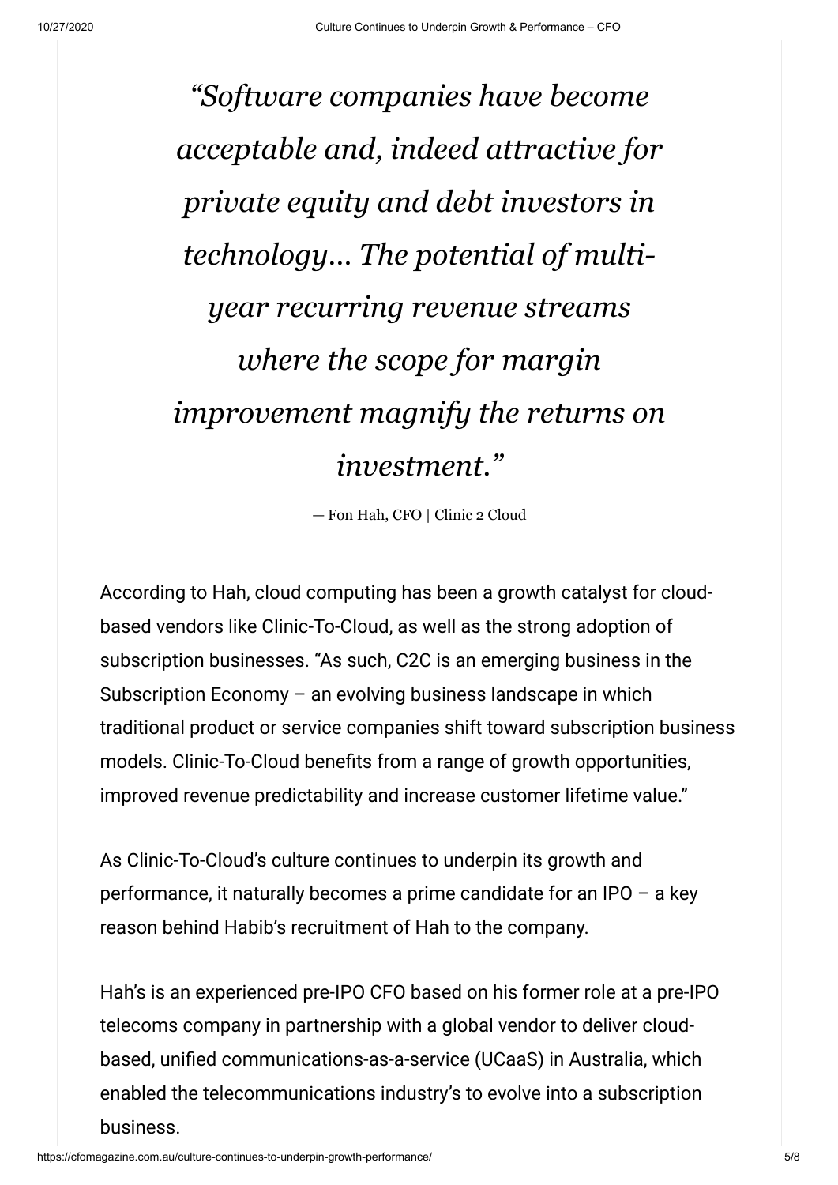> *"Software companies have become acceptable and, indeed attractive for private equity and debt investors in technology… The potential of multi-year recurring revenue streams where the scope for margin improvement magnify the returns on investment."*
>
> — Fon Hah, CFO | Clinic 2 Cloud

According to Hah, cloud computing has been a growth catalyst for cloud-based vendors like Clinic-To-Cloud, as well as the strong adoption of subscription businesses. "As such, C2C is an emerging business in the Subscription Economy – an evolving business landscape in which traditional product or service companies shift toward subscription business models. Clinic-To-Cloud benefits from a range of growth opportunities, improved revenue predictability and increase customer lifetime value."

As Clinic-To-Cloud's culture continues to underpin its growth and performance, it naturally becomes a prime candidate for an IPO – a key reason behind Habib's recruitment of Hah to the company.

Hah's is an experienced pre-IPO CFO based on his former role at a pre-IPO telecoms company in partnership with a global vendor to deliver cloud-based, unified communications-as-a-service (UCaaS) in Australia, which enabled the telecommunications industry's to evolve into a subscription business.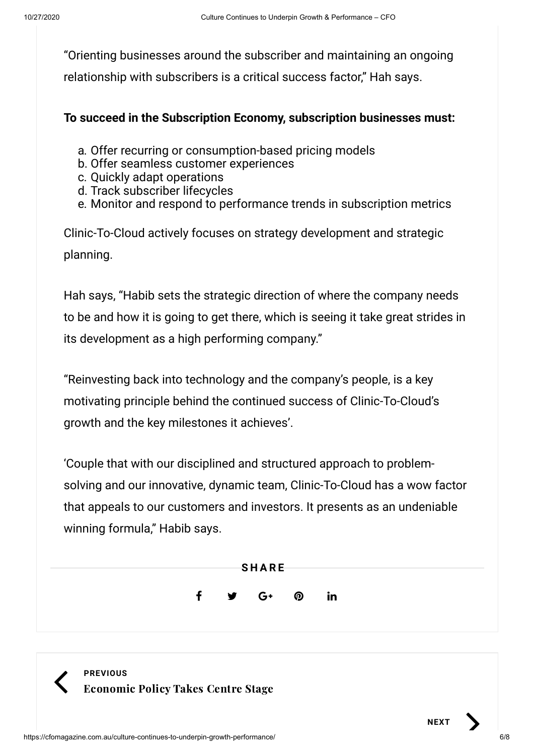"Orienting businesses around the subscriber and maintaining an ongoing relationship with subscribers is a critical success factor," Hah says.

**To succeed in the Subscription Economy, subscription businesses must:**

a. Offer recurring or consumption-based pricing models
b. Offer seamless customer experiences
c. Quickly adapt operations
d. Track subscriber lifecycles
e. Monitor and respond to performance trends in subscription metrics

Clinic-To-Cloud actively focuses on strategy development and strategic planning.

Hah says, "Habib sets the strategic direction of where the company needs to be and how it is going to get there, which is seeing it take great strides in its development as a high performing company."

"Reinvesting back into technology and the company's people, is a key motivating principle behind the continued success of Clinic-To-Cloud's growth and the key milestones it achieves'.

'Couple that with our disciplined and structured approach to problem-solving and our innovative, dynamic team, Clinic-To-Cloud has a wow factor that appeals to our customers and investors. It presents as an undeniable winning formula," Habib says.

**SHARE**

**PREVIOUS**
**Economic Policy Takes Centre Stage**

**NEXT**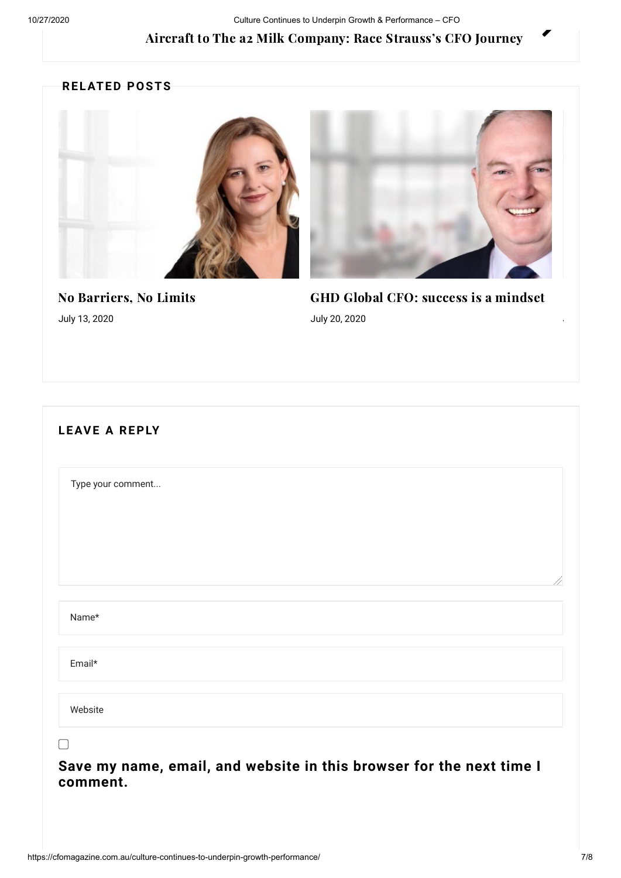**Aircraft to The a2 Milk Company: Race Strauss's CFO Journey**

## RELATED POSTS

**No Barriers, No Limits**

July 13, 2020

**GHD Global CFO: success is a mindset**

July 20, 2020

## LEAVE A REPLY

Type your comment...

Name*

Email*

Website

☐

**Save my name, email, and website in this browser for the next time I comment.**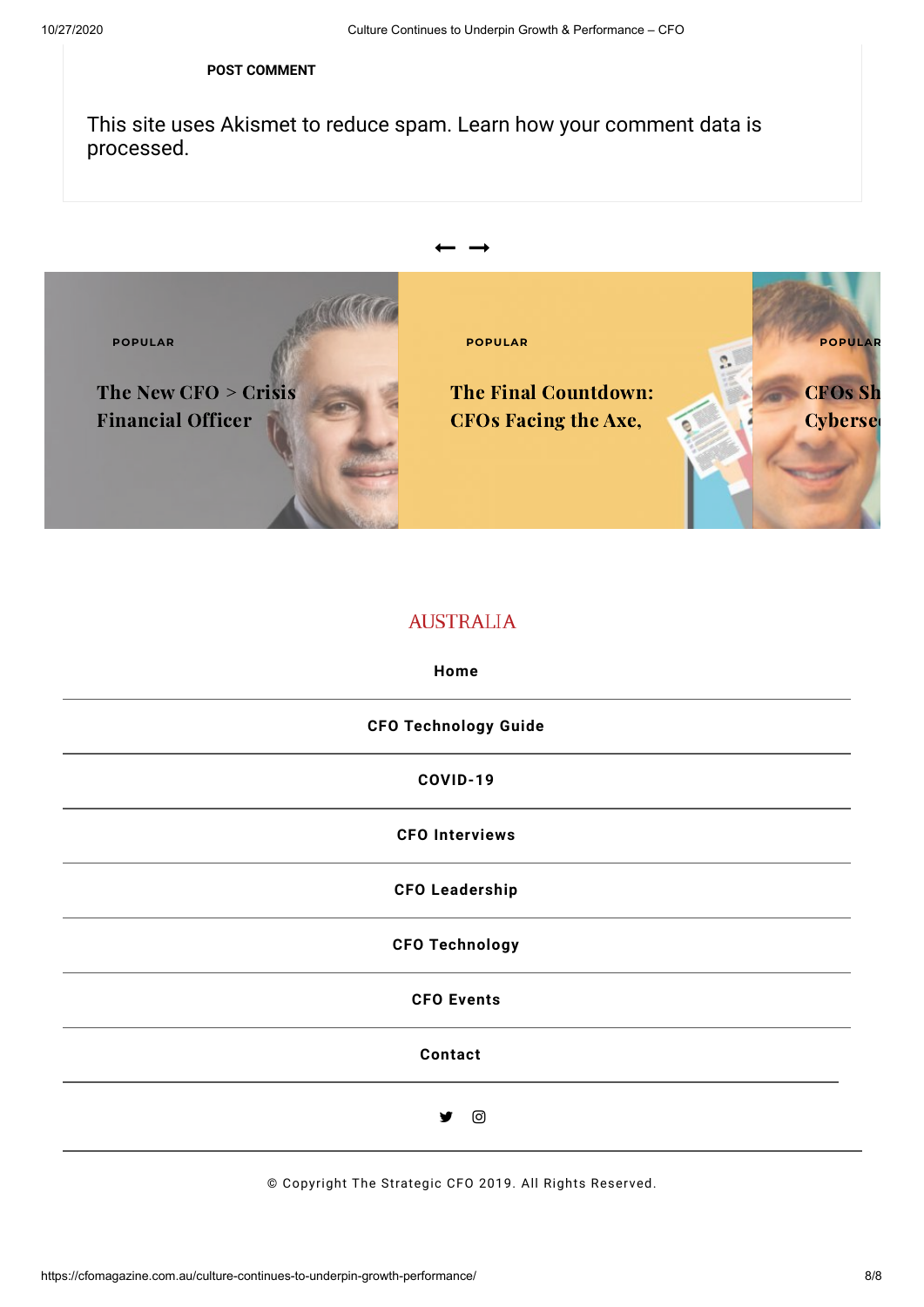**POST COMMENT**

This site uses Akismet to reduce spam. Learn how your comment data is processed.

POPULAR

**The New CFO > Crisis Financial Officer**

POPULAR

**The Final Countdown: CFOs Facing the Axe,**

POPULAR

**CFOs Sh Cyberse**

AUSTRALIA

- Home
- CFO Technology Guide
- COVID-19
- CFO Interviews
- CFO Leadership
- CFO Technology
- CFO Events
- Contact

© Copyright The Strategic CFO 2019. All Rights Reserved.